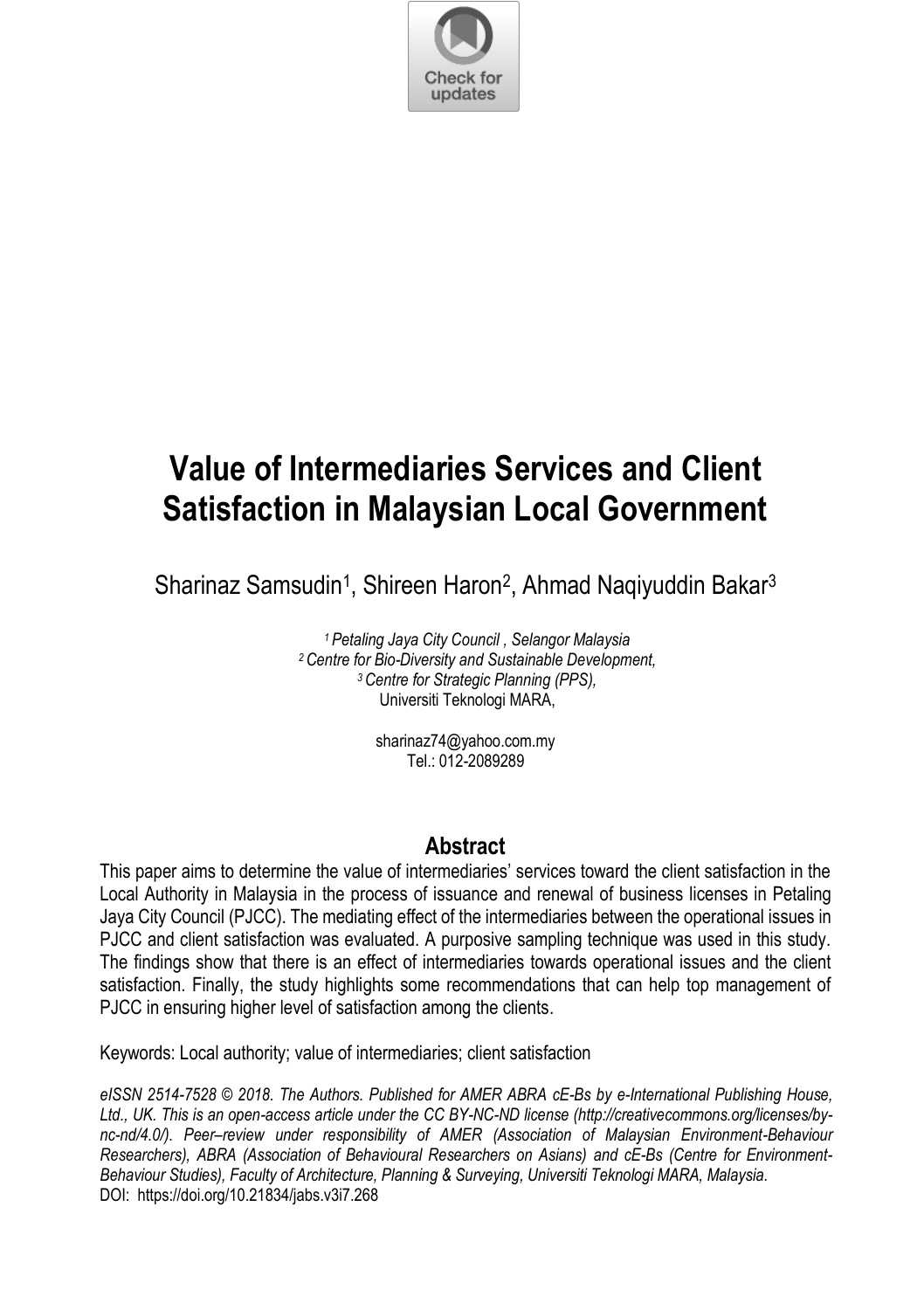# Value of Intermediaries Services and Client Satisfaction in Malaysian Local Government

Sharinaz Samsudin[1], Shireen Haron[2], Ahmad Naqiyuddin Bakar[3]

*[1] Petaling Jaya City Council , Selangor Malaysia*
*[2] Centre for Bio-Diversity and Sustainable Development,*
*[3] Centre for Strategic Planning (PPS),*
Universiti Teknologi MARA,

sharinaz74@yahoo.com.my
Tel.: 012-2089289

## Abstract

This paper aims to determine the value of intermediaries' services toward the client satisfaction in the Local Authority in Malaysia in the process of issuance and renewal of business licenses in Petaling Jaya City Council (PJCC). The mediating effect of the intermediaries between the operational issues in PJCC and client satisfaction was evaluated. A purposive sampling technique was used in this study. The findings show that there is an effect of intermediaries towards operational issues and the client satisfaction. Finally, the study highlights some recommendations that can help top management of PJCC in ensuring higher level of satisfaction among the clients.

Keywords: Local authority; value of intermediaries; client satisfaction

*eISSN 2514-7528 © 2018. The Authors. Published for AMER ABRA cE-Bs by e-International Publishing House, Ltd., UK. This is an open-access article under the CC BY-NC-ND license (http://creativecommons.org/licenses/by-nc-nd/4.0/). Peer–review under responsibility of AMER (Association of Malaysian Environment-Behaviour Researchers), ABRA (Association of Behavioural Researchers on Asians) and cE-Bs (Centre for Environment-Behaviour Studies), Faculty of Architecture, Planning & Surveying, Universiti Teknologi MARA, Malaysia.*
DOI: https://doi.org/10.21834/jabs.v3i7.268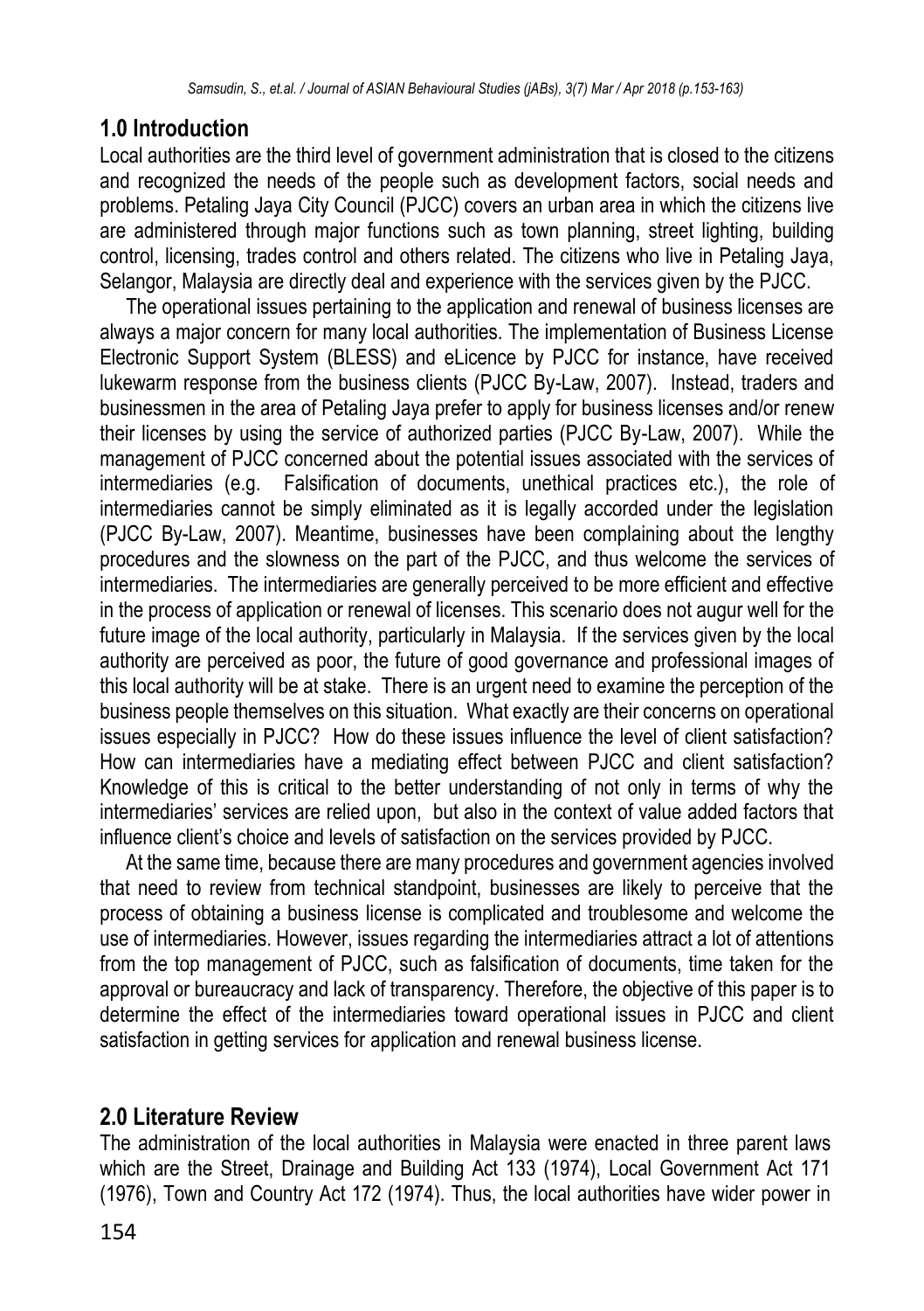## 1.0 Introduction

Local authorities are the third level of government administration that is closed to the citizens and recognized the needs of the people such as development factors, social needs and problems. Petaling Jaya City Council (PJCC) covers an urban area in which the citizens live are administered through major functions such as town planning, street lighting, building control, licensing, trades control and others related. The citizens who live in Petaling Jaya, Selangor, Malaysia are directly deal and experience with the services given by the PJCC.

The operational issues pertaining to the application and renewal of business licenses are always a major concern for many local authorities. The implementation of Business License Electronic Support System (BLESS) and eLicence by PJCC for instance, have received lukewarm response from the business clients (PJCC By-Law, 2007). Instead, traders and businessmen in the area of Petaling Jaya prefer to apply for business licenses and/or renew their licenses by using the service of authorized parties (PJCC By-Law, 2007). While the management of PJCC concerned about the potential issues associated with the services of intermediaries (e.g. Falsification of documents, unethical practices etc.), the role of intermediaries cannot be simply eliminated as it is legally accorded under the legislation (PJCC By-Law, 2007). Meantime, businesses have been complaining about the lengthy procedures and the slowness on the part of the PJCC, and thus welcome the services of intermediaries. The intermediaries are generally perceived to be more efficient and effective in the process of application or renewal of licenses. This scenario does not augur well for the future image of the local authority, particularly in Malaysia. If the services given by the local authority are perceived as poor, the future of good governance and professional images of this local authority will be at stake. There is an urgent need to examine the perception of the business people themselves on this situation. What exactly are their concerns on operational issues especially in PJCC? How do these issues influence the level of client satisfaction? How can intermediaries have a mediating effect between PJCC and client satisfaction? Knowledge of this is critical to the better understanding of not only in terms of why the intermediaries' services are relied upon, but also in the context of value added factors that influence client's choice and levels of satisfaction on the services provided by PJCC.

At the same time, because there are many procedures and government agencies involved that need to review from technical standpoint, businesses are likely to perceive that the process of obtaining a business license is complicated and troublesome and welcome the use of intermediaries. However, issues regarding the intermediaries attract a lot of attentions from the top management of PJCC, such as falsification of documents, time taken for the approval or bureaucracy and lack of transparency. Therefore, the objective of this paper is to determine the effect of the intermediaries toward operational issues in PJCC and client satisfaction in getting services for application and renewal business license.

## 2.0 Literature Review

The administration of the local authorities in Malaysia were enacted in three parent laws which are the Street, Drainage and Building Act 133 (1974), Local Government Act 171 (1976), Town and Country Act 172 (1974). Thus, the local authorities have wider power in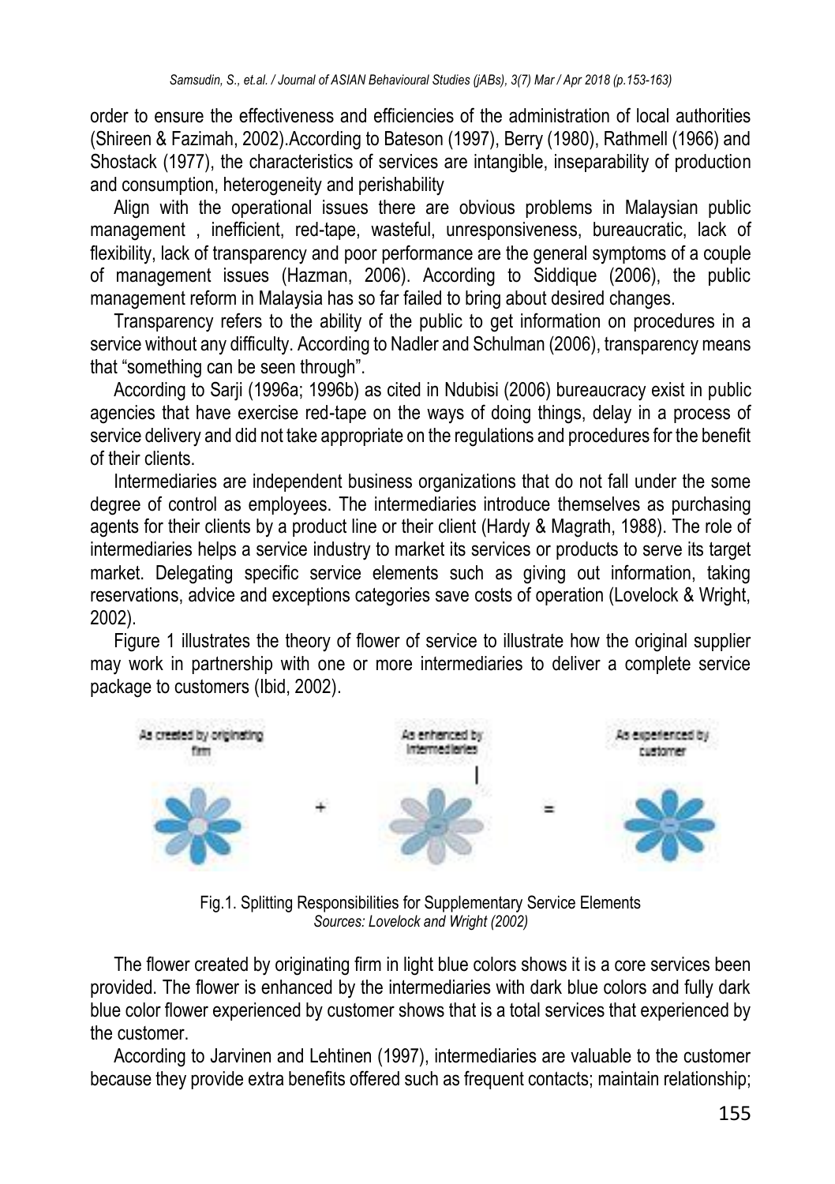order to ensure the effectiveness and efficiencies of the administration of local authorities (Shireen & Fazimah, 2002).According to Bateson (1997), Berry (1980), Rathmell (1966) and Shostack (1977), the characteristics of services are intangible, inseparability of production and consumption, heterogeneity and perishability

Align with the operational issues there are obvious problems in Malaysian public management , inefficient, red-tape, wasteful, unresponsiveness, bureaucratic, lack of flexibility, lack of transparency and poor performance are the general symptoms of a couple of management issues (Hazman, 2006). According to Siddique (2006), the public management reform in Malaysia has so far failed to bring about desired changes.

Transparency refers to the ability of the public to get information on procedures in a service without any difficulty. According to Nadler and Schulman (2006), transparency means that "something can be seen through".

According to Sarji (1996a; 1996b) as cited in Ndubisi (2006) bureaucracy exist in public agencies that have exercise red-tape on the ways of doing things, delay in a process of service delivery and did not take appropriate on the regulations and procedures for the benefit of their clients.

Intermediaries are independent business organizations that do not fall under the some degree of control as employees. The intermediaries introduce themselves as purchasing agents for their clients by a product line or their client (Hardy & Magrath, 1988). The role of intermediaries helps a service industry to market its services or products to serve its target market. Delegating specific service elements such as giving out information, taking reservations, advice and exceptions categories save costs of operation (Lovelock & Wright, 2002).

Figure 1 illustrates the theory of flower of service to illustrate how the original supplier may work in partnership with one or more intermediaries to deliver a complete service package to customers (Ibid, 2002).

As created by originating firm + As enhanced by Intermediaries = As experienced by customer

Fig.1. Splitting Responsibilities for Supplementary Service Elements
*Sources: Lovelock and Wright (2002)*

The flower created by originating firm in light blue colors shows it is a core services been provided. The flower is enhanced by the intermediaries with dark blue colors and fully dark blue color flower experienced by customer shows that is a total services that experienced by the customer.

According to Jarvinen and Lehtinen (1997), intermediaries are valuable to the customer because they provide extra benefits offered such as frequent contacts; maintain relationship;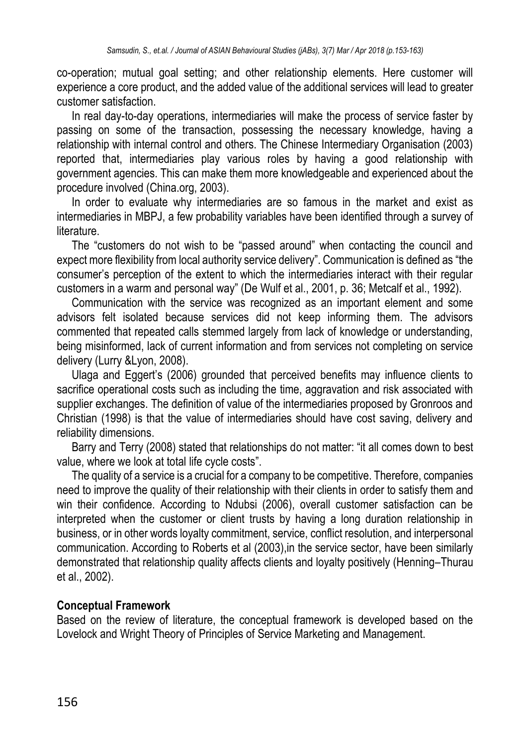co-operation; mutual goal setting; and other relationship elements. Here customer will experience a core product, and the added value of the additional services will lead to greater customer satisfaction.

In real day-to-day operations, intermediaries will make the process of service faster by passing on some of the transaction, possessing the necessary knowledge, having a relationship with internal control and others. The Chinese Intermediary Organisation (2003) reported that, intermediaries play various roles by having a good relationship with government agencies. This can make them more knowledgeable and experienced about the procedure involved (China.org, 2003).

In order to evaluate why intermediaries are so famous in the market and exist as intermediaries in MBPJ, a few probability variables have been identified through a survey of literature.

The "customers do not wish to be "passed around" when contacting the council and expect more flexibility from local authority service delivery". Communication is defined as "the consumer's perception of the extent to which the intermediaries interact with their regular customers in a warm and personal way" (De Wulf et al., 2001, p. 36; Metcalf et al., 1992).

Communication with the service was recognized as an important element and some advisors felt isolated because services did not keep informing them. The advisors commented that repeated calls stemmed largely from lack of knowledge or understanding, being misinformed, lack of current information and from services not completing on service delivery (Lurry &Lyon, 2008).

Ulaga and Eggert's (2006) grounded that perceived benefits may influence clients to sacrifice operational costs such as including the time, aggravation and risk associated with supplier exchanges. The definition of value of the intermediaries proposed by Gronroos and Christian (1998) is that the value of intermediaries should have cost saving, delivery and reliability dimensions.

Barry and Terry (2008) stated that relationships do not matter: "it all comes down to best value, where we look at total life cycle costs".

The quality of a service is a crucial for a company to be competitive. Therefore, companies need to improve the quality of their relationship with their clients in order to satisfy them and win their confidence. According to Ndubsi (2006), overall customer satisfaction can be interpreted when the customer or client trusts by having a long duration relationship in business, or in other words loyalty commitment, service, conflict resolution, and interpersonal communication. According to Roberts et al (2003),in the service sector, have been similarly demonstrated that relationship quality affects clients and loyalty positively (Henning–Thurau et al., 2002).

## Conceptual Framework

Based on the review of literature, the conceptual framework is developed based on the Lovelock and Wright Theory of Principles of Service Marketing and Management.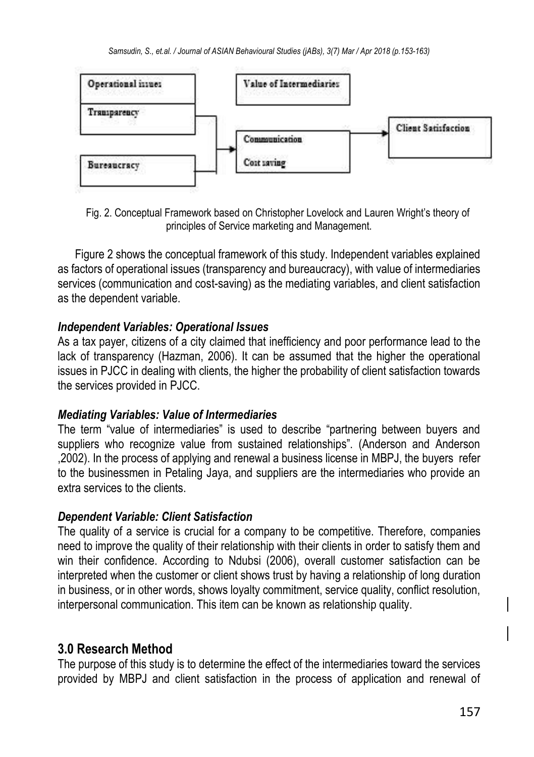| Operational issues | Value of Intermediaries | |
|---|---|---|
| Transparency | | Client Satisfaction |
| | Communication | |
| Bureaucracy | Cost saving | |

Fig. 2. Conceptual Framework based on Christopher Lovelock and Lauren Wright's theory of principles of Service marketing and Management.

Figure 2 shows the conceptual framework of this study. Independent variables explained as factors of operational issues (transparency and bureaucracy), with value of intermediaries services (communication and cost-saving) as the mediating variables, and client satisfaction as the dependent variable.

### *Independent Variables: Operational Issues*

As a tax payer, citizens of a city claimed that inefficiency and poor performance lead to the lack of transparency (Hazman, 2006). It can be assumed that the higher the operational issues in PJCC in dealing with clients, the higher the probability of client satisfaction towards the services provided in PJCC.

### *Mediating Variables: Value of Intermediaries*

The term "value of intermediaries" is used to describe "partnering between buyers and suppliers who recognize value from sustained relationships". (Anderson and Anderson ,2002). In the process of applying and renewal a business license in MBPJ, the buyers refer to the businessmen in Petaling Jaya, and suppliers are the intermediaries who provide an extra services to the clients.

### *Dependent Variable: Client Satisfaction*

The quality of a service is crucial for a company to be competitive. Therefore, companies need to improve the quality of their relationship with their clients in order to satisfy them and win their confidence. According to Ndubsi (2006), overall customer satisfaction can be interpreted when the customer or client shows trust by having a relationship of long duration in business, or in other words, shows loyalty commitment, service quality, conflict resolution, interpersonal communication. This item can be known as relationship quality.

## 3.0 Research Method

The purpose of this study is to determine the effect of the intermediaries toward the services provided by MBPJ and client satisfaction in the process of application and renewal of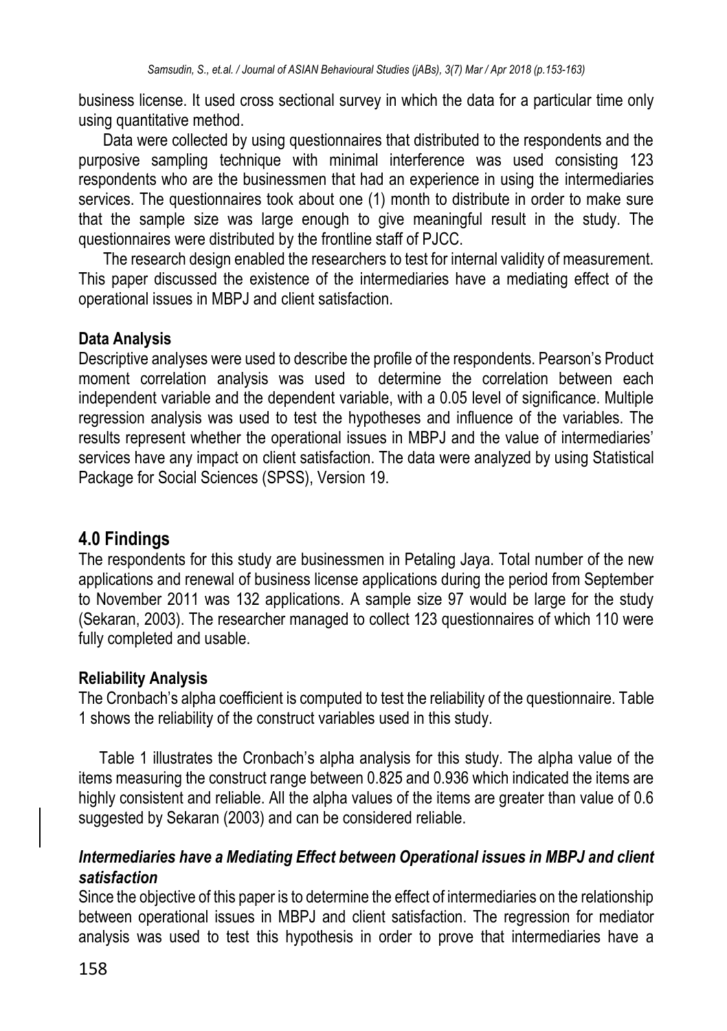business license. It used cross sectional survey in which the data for a particular time only using quantitative method.

Data were collected by using questionnaires that distributed to the respondents and the purposive sampling technique with minimal interference was used consisting 123 respondents who are the businessmen that had an experience in using the intermediaries services. The questionnaires took about one (1) month to distribute in order to make sure that the sample size was large enough to give meaningful result in the study. The questionnaires were distributed by the frontline staff of PJCC.

The research design enabled the researchers to test for internal validity of measurement. This paper discussed the existence of the intermediaries have a mediating effect of the operational issues in MBPJ and client satisfaction.

### Data Analysis

Descriptive analyses were used to describe the profile of the respondents. Pearson's Product moment correlation analysis was used to determine the correlation between each independent variable and the dependent variable, with a 0.05 level of significance. Multiple regression analysis was used to test the hypotheses and influence of the variables. The results represent whether the operational issues in MBPJ and the value of intermediaries' services have any impact on client satisfaction. The data were analyzed by using Statistical Package for Social Sciences (SPSS), Version 19.

## 4.0 Findings

The respondents for this study are businessmen in Petaling Jaya. Total number of the new applications and renewal of business license applications during the period from September to November 2011 was 132 applications. A sample size 97 would be large for the study (Sekaran, 2003). The researcher managed to collect 123 questionnaires of which 110 were fully completed and usable.

### Reliability Analysis

The Cronbach's alpha coefficient is computed to test the reliability of the questionnaire. Table 1 shows the reliability of the construct variables used in this study.

Table 1 illustrates the Cronbach's alpha analysis for this study. The alpha value of the items measuring the construct range between 0.825 and 0.936 which indicated the items are highly consistent and reliable. All the alpha values of the items are greater than value of 0.6 suggested by Sekaran (2003) and can be considered reliable.

### *Intermediaries have a Mediating Effect between Operational issues in MBPJ and client satisfaction*

Since the objective of this paper is to determine the effect of intermediaries on the relationship between operational issues in MBPJ and client satisfaction. The regression for mediator analysis was used to test this hypothesis in order to prove that intermediaries have a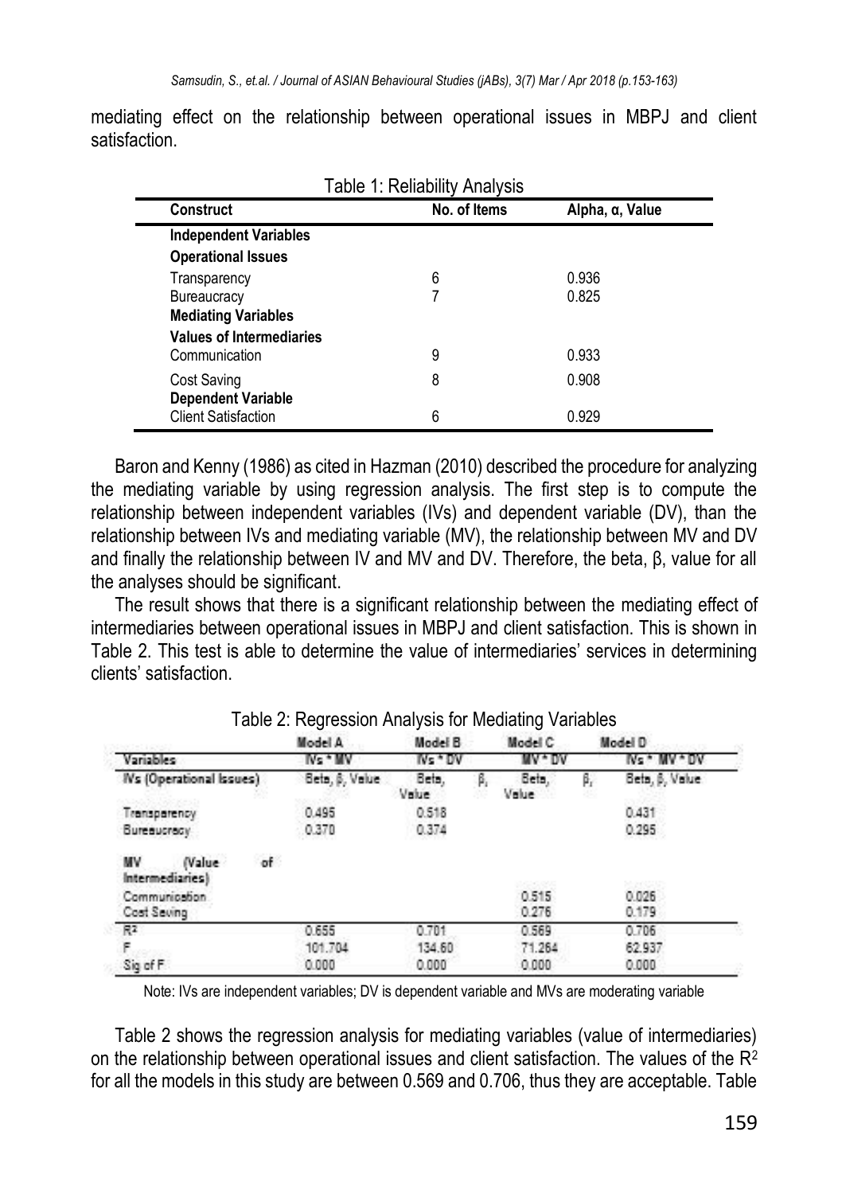mediating effect on the relationship between operational issues in MBPJ and client satisfaction.

Table 1: Reliability Analysis

| Construct | No. of Items | Alpha, α, Value |
|---|---|---|
| **Independent Variables** | | |
| **Operational Issues** | | |
| Transparency | 6 | 0.936 |
| Bureaucracy | 7 | 0.825 |
| **Mediating Variables** | | |
| **Values of Intermediaries** | | |
| Communication | 9 | 0.933 |
| Cost Saving | 8 | 0.908 |
| **Dependent Variable** | | |
| Client Satisfaction | 6 | 0.929 |

Baron and Kenny (1986) as cited in Hazman (2010) described the procedure for analyzing the mediating variable by using regression analysis. The first step is to compute the relationship between independent variables (IVs) and dependent variable (DV), than the relationship between IVs and mediating variable (MV), the relationship between MV and DV and finally the relationship between IV and MV and DV. Therefore, the beta, β, value for all the analyses should be significant.

The result shows that there is a significant relationship between the mediating effect of intermediaries between operational issues in MBPJ and client satisfaction. This is shown in Table 2. This test is able to determine the value of intermediaries' services in determining clients' satisfaction.

Table 2: Regression Analysis for Mediating Variables

| | Model A | Model B | Model C | Model D |
|---|---|---|---|---|
| Variables | IVs * MV | IVs * DV | MV * DV | IVs * MV * DV |
| IVs (Operational Issues) | Beta, β, Value | Beta, β, Value | Beta, β, Value | Beta, β, Value |
| Transparency | 0.495 | 0.518 | | 0.431 |
| Bureaucracy | 0.370 | 0.374 | | 0.295 |
| MV (Value of Intermediaries) | | | | |
| Communication | | | 0.515 | 0.026 |
| Cost Saving | | | 0.276 | 0.179 |
| $R^2$ | 0.655 | 0.701 | 0.569 | 0.706 |
| F | 101.704 | 134.60 | 71.264 | 62.937 |
| Sig of F | 0.000 | 0.000 | 0.000 | 0.000 |

Note: IVs are independent variables; DV is dependent variable and MVs are moderating variable

Table 2 shows the regression analysis for mediating variables (value of intermediaries) on the relationship between operational issues and client satisfaction. The values of the $R^2$ for all the models in this study are between 0.569 and 0.706, thus they are acceptable. Table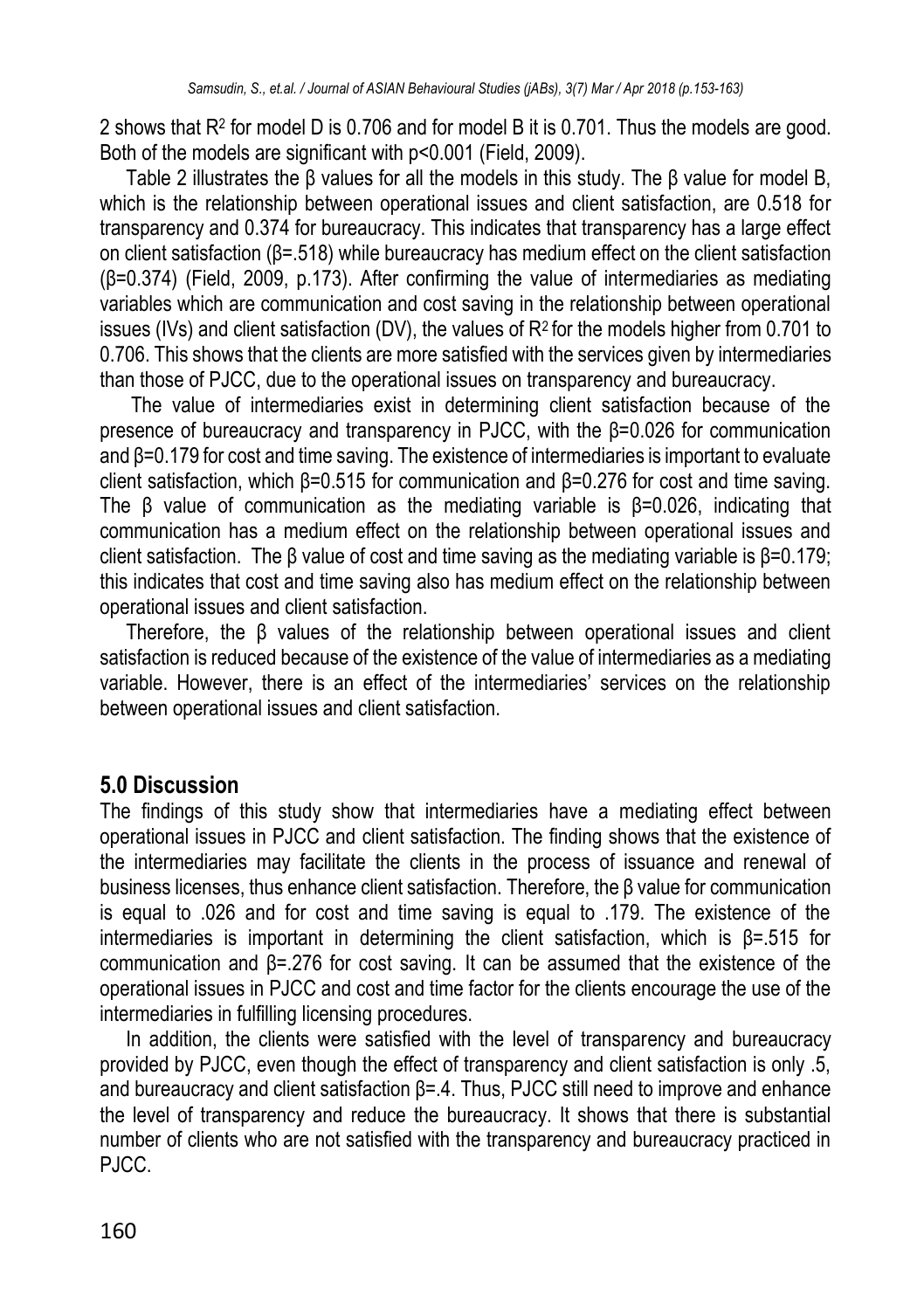2 shows that $R^2$ for model D is 0.706 and for model B it is 0.701. Thus the models are good. Both of the models are significant with $p<0.001$ (Field, 2009).

Table 2 illustrates the β values for all the models in this study. The β value for model B, which is the relationship between operational issues and client satisfaction, are 0.518 for transparency and 0.374 for bureaucracy. This indicates that transparency has a large effect on client satisfaction (β=.518) while bureaucracy has medium effect on the client satisfaction (β=0.374) (Field, 2009, p.173). After confirming the value of intermediaries as mediating variables which are communication and cost saving in the relationship between operational issues (IVs) and client satisfaction (DV), the values of $R^2$ for the models higher from 0.701 to 0.706. This shows that the clients are more satisfied with the services given by intermediaries than those of PJCC, due to the operational issues on transparency and bureaucracy.

The value of intermediaries exist in determining client satisfaction because of the presence of bureaucracy and transparency in PJCC, with the β=0.026 for communication and β=0.179 for cost and time saving. The existence of intermediaries is important to evaluate client satisfaction, which β=0.515 for communication and β=0.276 for cost and time saving. The β value of communication as the mediating variable is β=0.026, indicating that communication has a medium effect on the relationship between operational issues and client satisfaction. The β value of cost and time saving as the mediating variable is β=0.179; this indicates that cost and time saving also has medium effect on the relationship between operational issues and client satisfaction.

Therefore, the β values of the relationship between operational issues and client satisfaction is reduced because of the existence of the value of intermediaries as a mediating variable. However, there is an effect of the intermediaries' services on the relationship between operational issues and client satisfaction.

## 5.0 Discussion

The findings of this study show that intermediaries have a mediating effect between operational issues in PJCC and client satisfaction. The finding shows that the existence of the intermediaries may facilitate the clients in the process of issuance and renewal of business licenses, thus enhance client satisfaction. Therefore, the β value for communication is equal to .026 and for cost and time saving is equal to .179. The existence of the intermediaries is important in determining the client satisfaction, which is β=.515 for communication and β=.276 for cost saving. It can be assumed that the existence of the operational issues in PJCC and cost and time factor for the clients encourage the use of the intermediaries in fulfilling licensing procedures.

In addition, the clients were satisfied with the level of transparency and bureaucracy provided by PJCC, even though the effect of transparency and client satisfaction is only .5, and bureaucracy and client satisfaction β=.4. Thus, PJCC still need to improve and enhance the level of transparency and reduce the bureaucracy. It shows that there is substantial number of clients who are not satisfied with the transparency and bureaucracy practiced in PJCC.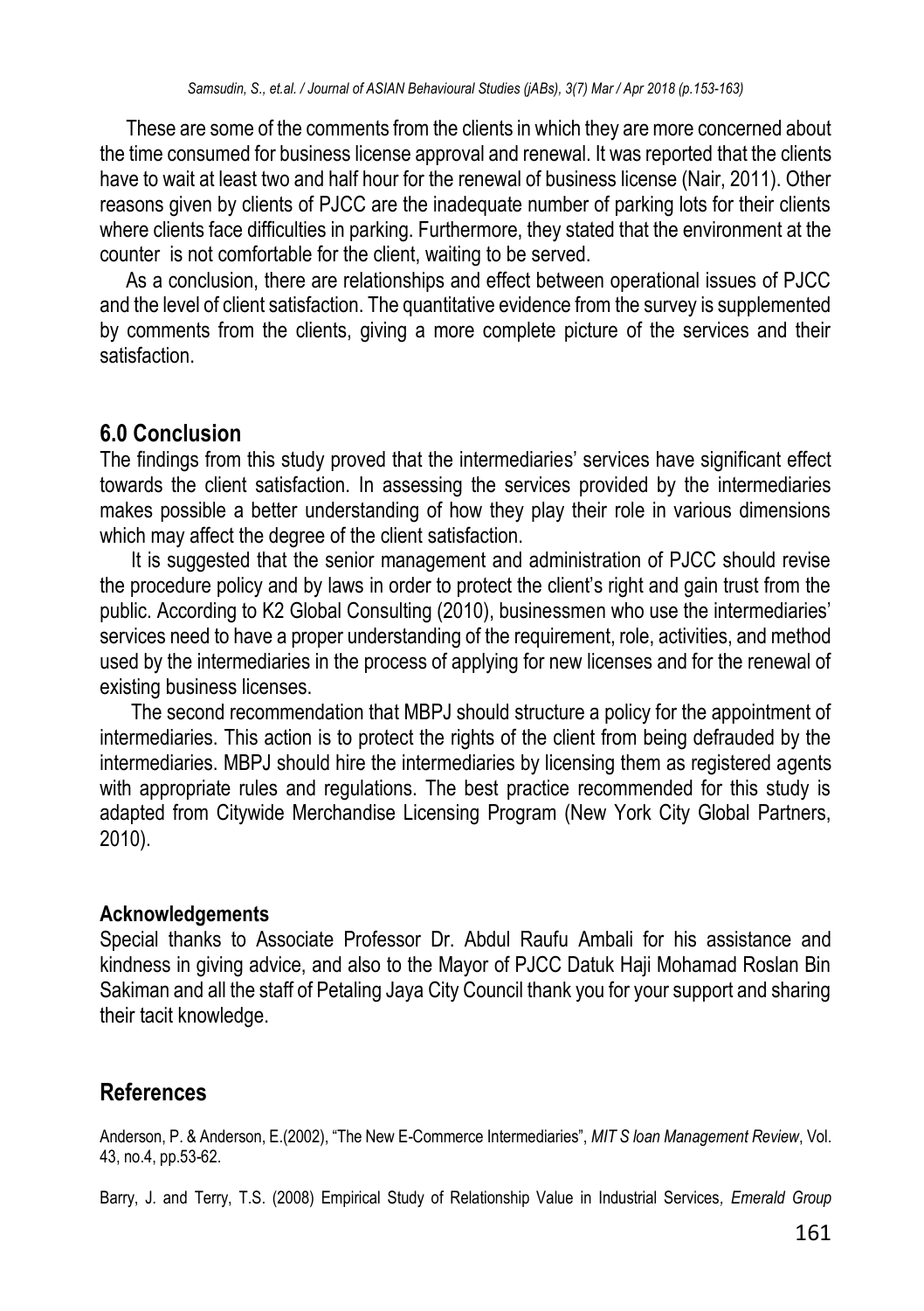These are some of the comments from the clients in which they are more concerned about the time consumed for business license approval and renewal. It was reported that the clients have to wait at least two and half hour for the renewal of business license (Nair, 2011). Other reasons given by clients of PJCC are the inadequate number of parking lots for their clients where clients face difficulties in parking. Furthermore, they stated that the environment at the counter is not comfortable for the client, waiting to be served.

As a conclusion, there are relationships and effect between operational issues of PJCC and the level of client satisfaction. The quantitative evidence from the survey is supplemented by comments from the clients, giving a more complete picture of the services and their satisfaction.

## 6.0 Conclusion

The findings from this study proved that the intermediaries' services have significant effect towards the client satisfaction. In assessing the services provided by the intermediaries makes possible a better understanding of how they play their role in various dimensions which may affect the degree of the client satisfaction.

It is suggested that the senior management and administration of PJCC should revise the procedure policy and by laws in order to protect the client's right and gain trust from the public. According to K2 Global Consulting (2010), businessmen who use the intermediaries' services need to have a proper understanding of the requirement, role, activities, and method used by the intermediaries in the process of applying for new licenses and for the renewal of existing business licenses.

The second recommendation that MBPJ should structure a policy for the appointment of intermediaries. This action is to protect the rights of the client from being defrauded by the intermediaries. MBPJ should hire the intermediaries by licensing them as registered agents with appropriate rules and regulations. The best practice recommended for this study is adapted from Citywide Merchandise Licensing Program (New York City Global Partners, 2010).

### Acknowledgements

Special thanks to Associate Professor Dr. Abdul Raufu Ambali for his assistance and kindness in giving advice, and also to the Mayor of PJCC Datuk Haji Mohamad Roslan Bin Sakiman and all the staff of Petaling Jaya City Council thank you for your support and sharing their tacit knowledge.

## References

Anderson, P. & Anderson, E.(2002), "The New E-Commerce Intermediaries", *MIT S loan Management Review*, Vol. 43, no.4, pp.53-62.

Barry, J. and Terry, T.S. (2008) Empirical Study of Relationship Value in Industrial Services, *Emerald Group*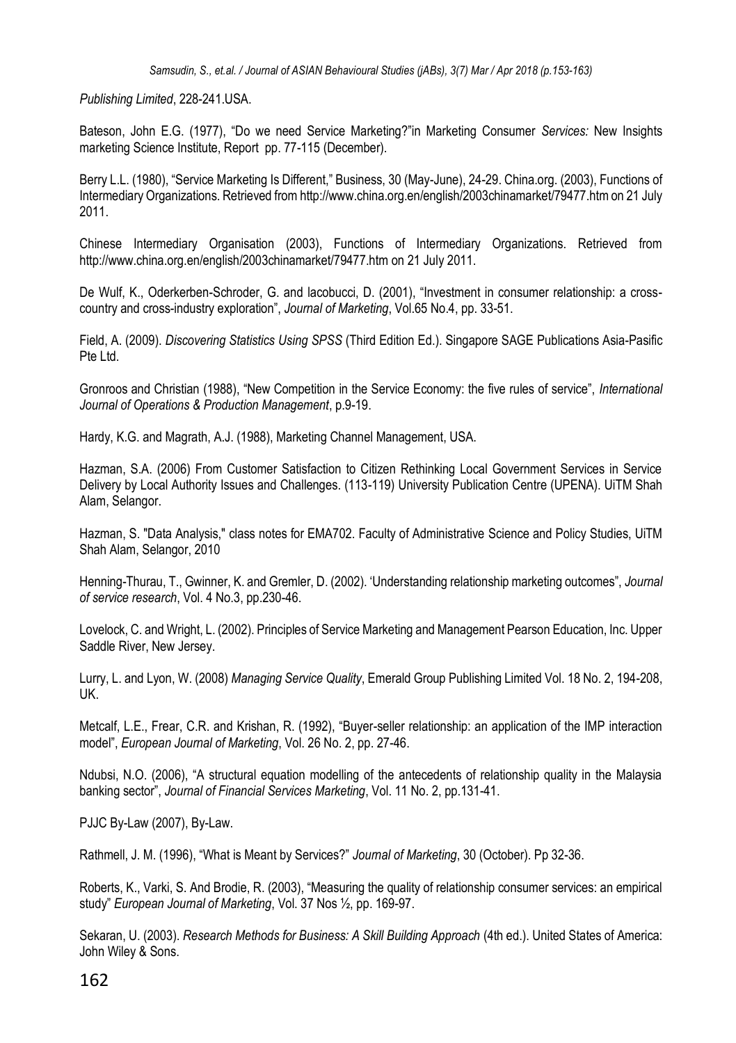*Publishing Limited*, 228-241.USA.

Bateson, John E.G. (1977), "Do we need Service Marketing?"in Marketing Consumer *Services:* New Insights marketing Science Institute, Report pp. 77-115 (December).

Berry L.L. (1980), "Service Marketing Is Different," Business, 30 (May-June), 24-29. China.org. (2003), Functions of Intermediary Organizations. Retrieved from http://www.china.org.en/english/2003chinamarket/79477.htm on 21 July 2011.

Chinese Intermediary Organisation (2003), Functions of Intermediary Organizations. Retrieved from http://www.china.org.en/english/2003chinamarket/79477.htm on 21 July 2011.

De Wulf, K., Oderkerben-Schroder, G. and lacobucci, D. (2001), "Investment in consumer relationship: a cross-country and cross-industry exploration", *Journal of Marketing*, Vol.65 No.4, pp. 33-51.

Field, A. (2009). *Discovering Statistics Using SPSS* (Third Edition Ed.). Singapore SAGE Publications Asia-Pasific Pte Ltd.

Gronroos and Christian (1988), "New Competition in the Service Economy: the five rules of service", *International Journal of Operations & Production Management*, p.9-19.

Hardy, K.G. and Magrath, A.J. (1988), Marketing Channel Management, USA.

Hazman, S.A. (2006) From Customer Satisfaction to Citizen Rethinking Local Government Services in Service Delivery by Local Authority Issues and Challenges. (113-119) University Publication Centre (UPENA). UiTM Shah Alam, Selangor.

Hazman, S. "Data Analysis," class notes for EMA702. Faculty of Administrative Science and Policy Studies, UiTM Shah Alam, Selangor, 2010

Henning-Thurau, T., Gwinner, K. and Gremler, D. (2002). 'Understanding relationship marketing outcomes", *Journal of service research*, Vol. 4 No.3, pp.230-46.

Lovelock, C. and Wright, L. (2002). Principles of Service Marketing and Management Pearson Education, Inc. Upper Saddle River, New Jersey.

Lurry, L. and Lyon, W. (2008) *Managing Service Quality*, Emerald Group Publishing Limited Vol. 18 No. 2, 194-208, UK.

Metcalf, L.E., Frear, C.R. and Krishan, R. (1992), "Buyer-seller relationship: an application of the IMP interaction model", *European Journal of Marketing*, Vol. 26 No. 2, pp. 27-46.

Ndubsi, N.O. (2006), "A structural equation modelling of the antecedents of relationship quality in the Malaysia banking sector", *Journal of Financial Services Marketing*, Vol. 11 No. 2, pp.131-41.

PJJC By-Law (2007), By-Law.

Rathmell, J. M. (1996), "What is Meant by Services?" *Journal of Marketing*, 30 (October). Pp 32-36.

Roberts, K., Varki, S. And Brodie, R. (2003), "Measuring the quality of relationship consumer services: an empirical study" *European Journal of Marketing*, Vol. 37 Nos ½, pp. 169-97.

Sekaran, U. (2003). *Research Methods for Business: A Skill Building Approach* (4th ed.). United States of America: John Wiley & Sons.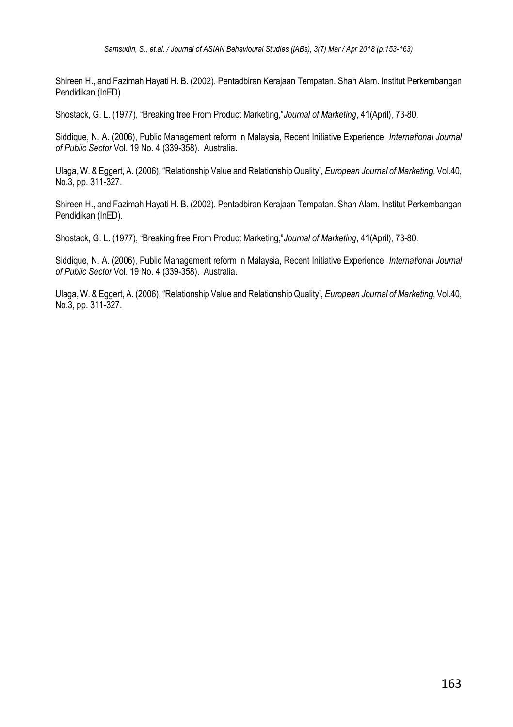Shireen H., and Fazimah Hayati H. B. (2002). Pentadbiran Kerajaan Tempatan. Shah Alam. Institut Perkembangan Pendidikan (InED).

Shostack, G. L. (1977), "Breaking free From Product Marketing,"*Journal of Marketing*, 41(April), 73-80.

Siddique, N. A. (2006), Public Management reform in Malaysia, Recent Initiative Experience, *International Journal of Public Sector* Vol. 19 No. 4 (339-358). Australia.

Ulaga, W. & Eggert, A. (2006), "Relationship Value and Relationship Quality', *European Journal of Marketing*, Vol.40, No.3, pp. 311-327.

Shireen H., and Fazimah Hayati H. B. (2002). Pentadbiran Kerajaan Tempatan. Shah Alam. Institut Perkembangan Pendidikan (InED).

Shostack, G. L. (1977), "Breaking free From Product Marketing,"*Journal of Marketing*, 41(April), 73-80.

Siddique, N. A. (2006), Public Management reform in Malaysia, Recent Initiative Experience, *International Journal of Public Sector* Vol. 19 No. 4 (339-358). Australia.

Ulaga, W. & Eggert, A. (2006), "Relationship Value and Relationship Quality', *European Journal of Marketing*, Vol.40, No.3, pp. 311-327.